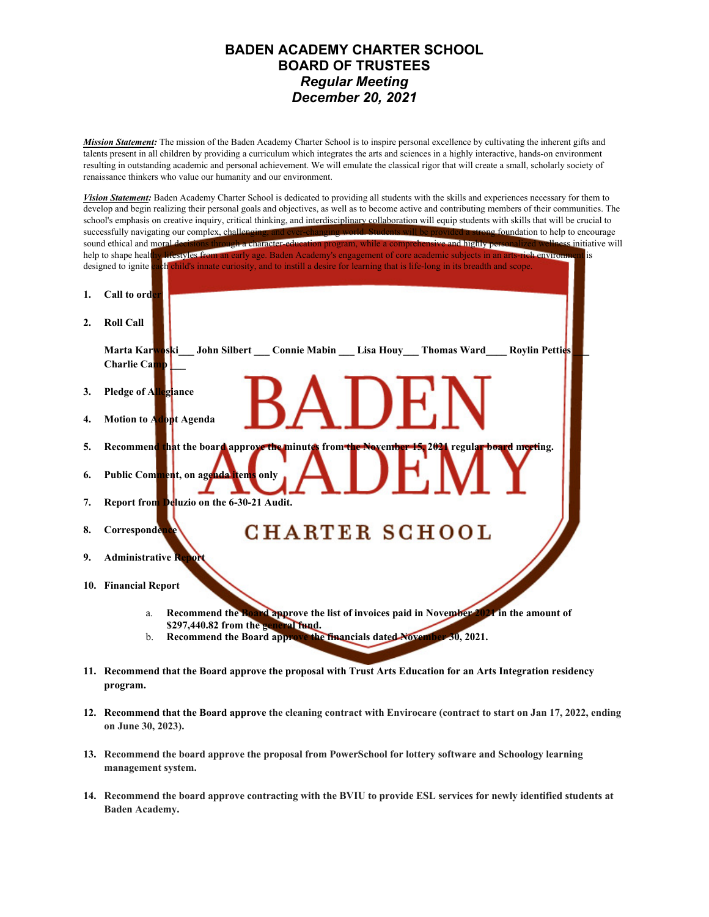# BADEN ACADEMY CHARTER SCHOOL
# BOARD OF TRUSTEES
## *Regular Meeting*
## *December 20, 2021*

***Mission Statement:*** The mission of the Baden Academy Charter School is to inspire personal excellence by cultivating the inherent gifts and talents present in all children by providing a curriculum which integrates the arts and sciences in a highly interactive, hands-on environment resulting in outstanding academic and personal achievement. We will emulate the classical rigor that will create a small, scholarly society of renaissance thinkers who value our humanity and our environment.

***Vision Statement:*** Baden Academy Charter School is dedicated to providing all students with the skills and experiences necessary for them to develop and begin realizing their personal goals and objectives, as well as to become active and contributing members of their communities. The school's emphasis on creative inquiry, critical thinking, and interdisciplinary collaboration will equip students with skills that will be crucial to successfully navigating our complex, challenging, and ever-changing world. Students will be provided a strong foundation to help to encourage sound ethical and moral decisions through a character-education program, while a comprehensive and highly personalized wellness initiative will help to shape healthy lifestyles from an early age. Baden Academy's engagement of core academic subjects in an arts-rich environment is designed to ignite each child's innate curiosity, and to instill a desire for learning that is life-long in its breadth and scope.

1. **Call to order**

2. **Roll Call**

   **Marta Karwoski___ John Silbert ___ Connie Mabin ___ Lisa Houy___ Thomas Ward____ Roylin Petties ___ Charlie Camp ___**

3. **Pledge of Allegiance**

4. **Motion to Adopt Agenda**

5. **Recommend that the board approve the minutes from the November 15, 2021 regular board meeting.**

6. **Public Comment, on agenda items only**

7. **Report from Deluzio on the 6-30-21 Audit.**

8. **Correspondence**

9. **Administrative Report**

10. **Financial Report**

    a. **Recommend the Board approve the list of invoices paid in November 2021 in the amount of $297,440.82 from the general fund.**
    b. **Recommend the Board approve the financials dated November 30, 2021.**

11. **Recommend that the Board approve the proposal with Trust Arts Education for an Arts Integration residency program.**

12. **Recommend that the Board approve the cleaning contract with Envirocare (contract to start on Jan 17, 2022, ending on June 30, 2023).**

13. **Recommend the board approve the proposal from PowerSchool for lottery software and Schoology learning management system.**

14. **Recommend the board approve contracting with the BVIU to provide ESL services for newly identified students at Baden Academy.**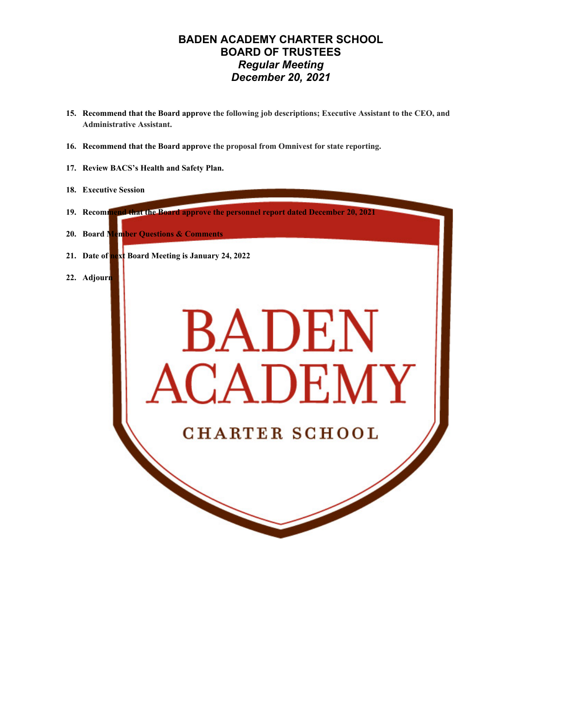# BADEN ACADEMY CHARTER SCHOOL
# BOARD OF TRUSTEES
## *Regular Meeting*
## *December 20, 2021*

15. **Recommend that the Board approve the following job descriptions; Executive Assistant to the CEO, and Administrative Assistant.**

16. **Recommend that the Board approve the proposal from Omnivest for state reporting.**

17. **Review BACS's Health and Safety Plan.**

18. **Executive Session**

19. **Recommend that the Board approve the personnel report dated December 20, 2021**

20. **Board Member Questions & Comments**

21. **Date of next Board Meeting is January 24, 2022**

22. **Adjourn**

BADEN ACADEMY

CHARTER SCHOOL